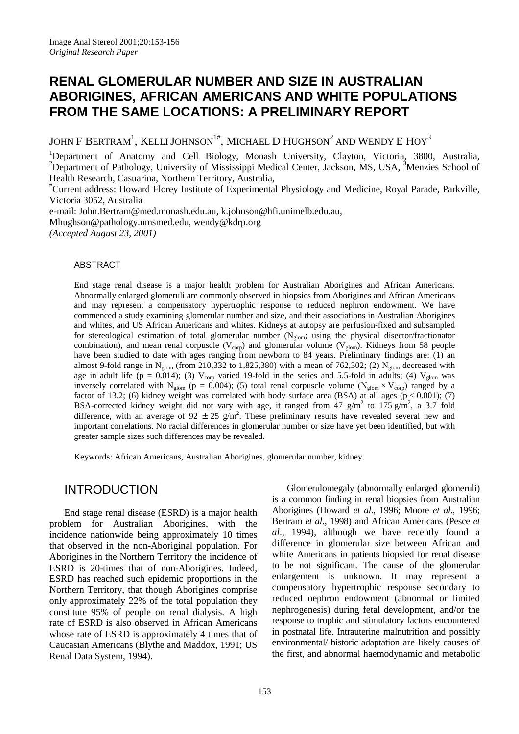# RENAL GLOMERULAR NUMBER AND SIZE IN AUSTRALIAN ABORIGINES, AFRICAN AMERICANS AND WHITE POPULATIONS FROM THE SAME LOCATIONS: A PRELIMINARY REPORT

JOHN F BERTRAM[1], KELLI JOHNSON[1#], MICHAEL D HUGHSON[2] AND WENDY E HOY[3]

[1]Department of Anatomy and Cell Biology, Monash University, Clayton, Victoria, 3800, Australia, [2]Department of Pathology, University of Mississippi Medical Center, Jackson, MS, USA, [3]Menzies School of Health Research, Casuarina, Northern Territory, Australia,

[#]Current address: Howard Florey Institute of Experimental Physiology and Medicine, Royal Parade, Parkville, Victoria 3052, Australia

e-mail: John.Bertram@med.monash.edu.au, k.johnson@hfi.unimelb.edu.au, Mhughson@pathology.umsmed.edu, wendy@kdrp.org

*(Accepted August 23, 2001)*

## ABSTRACT

End stage renal disease is a major health problem for Australian Aborigines and African Americans. Abnormally enlarged glomeruli are commonly observed in biopsies from Aborigines and African Americans and may represent a compensatory hypertrophic response to reduced nephron endowment. We have commenced a study examining glomerular number and size, and their associations in Australian Aborigines and whites, and US African Americans and whites. Kidneys at autopsy are perfusion-fixed and subsampled for stereological estimation of total glomerular number ($N_{glom}$; using the physical disector/fractionator combination), and mean renal corpuscle ($V_{corp}$) and glomerular volume ($V_{glom}$). Kidneys from 58 people have been studied to date with ages ranging from newborn to 84 years. Preliminary findings are: (1) an almost 9-fold range in $N_{glom}$ (from 210,332 to 1,825,380) with a mean of 762,302; (2) $N_{glom}$ decreased with age in adult life ($p = 0.014$); (3) $V_{corp}$ varied 19-fold in the series and 5.5-fold in adults; (4) $V_{glom}$ was inversely correlated with $N_{glom}$ ($p = 0.004$); (5) total renal corpuscle volume ($N_{glom} \times V_{corp}$) ranged by a factor of 13.2; (6) kidney weight was correlated with body surface area (BSA) at all ages ($p < 0.001$); (7) BSA-corrected kidney weight did not vary with age, it ranged from 47 g/m$^2$ to 175 g/m$^2$, a 3.7 fold difference, with an average of $92 \pm 25$ g/m$^2$. These preliminary results have revealed several new and important correlations. No racial differences in glomerular number or size have yet been identified, but with greater sample sizes such differences may be revealed.

Keywords: African Americans, Australian Aborigines, glomerular number, kidney.

## INTRODUCTION

End stage renal disease (ESRD) is a major health problem for Australian Aborigines, with the incidence nationwide being approximately 10 times that observed in the non-Aboriginal population. For Aborigines in the Northern Territory the incidence of ESRD is 20-times that of non-Aborigines. Indeed, ESRD has reached such epidemic proportions in the Northern Territory, that though Aborigines comprise only approximately 22% of the total population they constitute 95% of people on renal dialysis. A high rate of ESRD is also observed in African Americans whose rate of ESRD is approximately 4 times that of Caucasian Americans (Blythe and Maddox, 1991; US Renal Data System, 1994).

Glomerulomegaly (abnormally enlarged glomeruli) is a common finding in renal biopsies from Australian Aborigines (Howard *et al*., 1996; Moore *et al*., 1996; Bertram *et al*., 1998) and African Americans (Pesce *et al*., 1994), although we have recently found a difference in glomerular size between African and white Americans in patients biopsied for renal disease to be not significant. The cause of the glomerular enlargement is unknown. It may represent a compensatory hypertrophic response secondary to reduced nephron endowment (abnormal or limited nephrogenesis) during fetal development, and/or the response to trophic and stimulatory factors encountered in postnatal life. Intrauterine malnutrition and possibly environmental/ historic adaptation are likely causes of the first, and abnormal haemodynamic and metabolic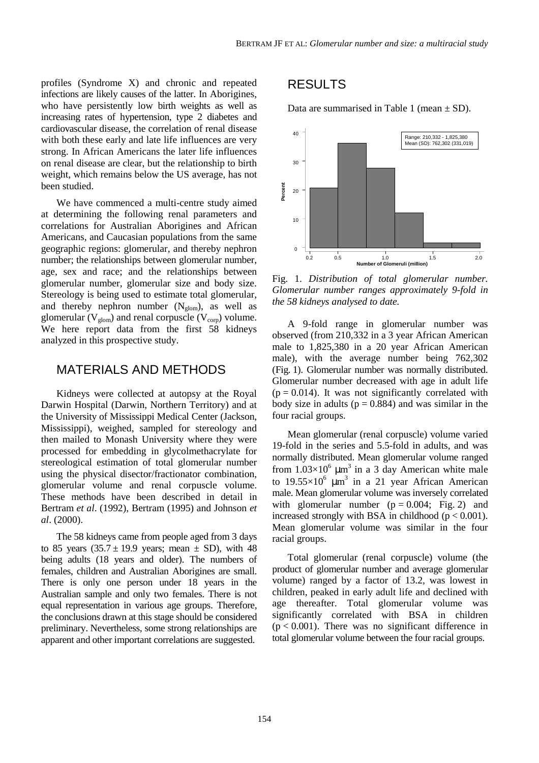profiles (Syndrome X) and chronic and repeated infections are likely causes of the latter. In Aborigines, who have persistently low birth weights as well as increasing rates of hypertension, type 2 diabetes and cardiovascular disease, the correlation of renal disease with both these early and late life influences are very strong. In African Americans the later life influences on renal disease are clear, but the relationship to birth weight, which remains below the US average, has not been studied.

We have commenced a multi-centre study aimed at determining the following renal parameters and correlations for Australian Aborigines and African Americans, and Caucasian populations from the same geographic regions: glomerular, and thereby nephron number; the relationships between glomerular number, age, sex and race; and the relationships between glomerular number, glomerular size and body size. Stereology is being used to estimate total glomerular, and thereby nephron number ($N_{glom}$), as well as glomerular ($V_{glom}$) and renal corpuscle ($V_{corp}$) volume. We here report data from the first 58 kidneys analyzed in this prospective study.

## MATERIALS AND METHODS

Kidneys were collected at autopsy at the Royal Darwin Hospital (Darwin, Northern Territory) and at the University of Mississippi Medical Center (Jackson, Mississippi), weighed, sampled for stereology and then mailed to Monash University where they were processed for embedding in glycolmethacrylate for stereological estimation of total glomerular number using the physical disector/fractionator combination, glomerular volume and renal corpuscle volume. These methods have been described in detail in Bertram *et al*. (1992), Bertram (1995) and Johnson *et al*. (2000).

The 58 kidneys came from people aged from 3 days to 85 years (35.7 ± 19.9 years; mean ± SD), with 48 being adults (18 years and older). The numbers of females, children and Australian Aborigines are small. There is only one person under 18 years in the Australian sample and only two females. There is not equal representation in various age groups. Therefore, the conclusions drawn at this stage should be considered preliminary. Nevertheless, some strong relationships are apparent and other important correlations are suggested.

## RESULTS

Data are summarised in Table 1 (mean ± SD).

Range: 210,332 - 1,825,380
Mean (SD): 762,302 (331,019)

Fig. 1. *Distribution of total glomerular number. Glomerular number ranges approximately 9-fold in the 58 kidneys analysed to date.*

A 9-fold range in glomerular number was observed (from 210,332 in a 3 year African American male to 1,825,380 in a 20 year African American male), with the average number being 762,302 (Fig. 1). Glomerular number was normally distributed. Glomerular number decreased with age in adult life ($p = 0.014$). It was not significantly correlated with body size in adults ($p = 0.884$) and was similar in the four racial groups.

Mean glomerular (renal corpuscle) volume varied 19-fold in the series and 5.5-fold in adults, and was normally distributed. Mean glomerular volume ranged from $1.03 \times 10^6$ μm$^3$ in a 3 day American white male to $19.55 \times 10^6$ μm$^3$ in a 21 year African American male. Mean glomerular volume was inversely correlated with glomerular number ($p = 0.004$; Fig. 2) and increased strongly with BSA in childhood ($p < 0.001$). Mean glomerular volume was similar in the four racial groups.

Total glomerular (renal corpuscle) volume (the product of glomerular number and average glomerular volume) ranged by a factor of 13.2, was lowest in children, peaked in early adult life and declined with age thereafter. Total glomerular volume was significantly correlated with BSA in children ($p < 0.001$). There was no significant difference in total glomerular volume between the four racial groups.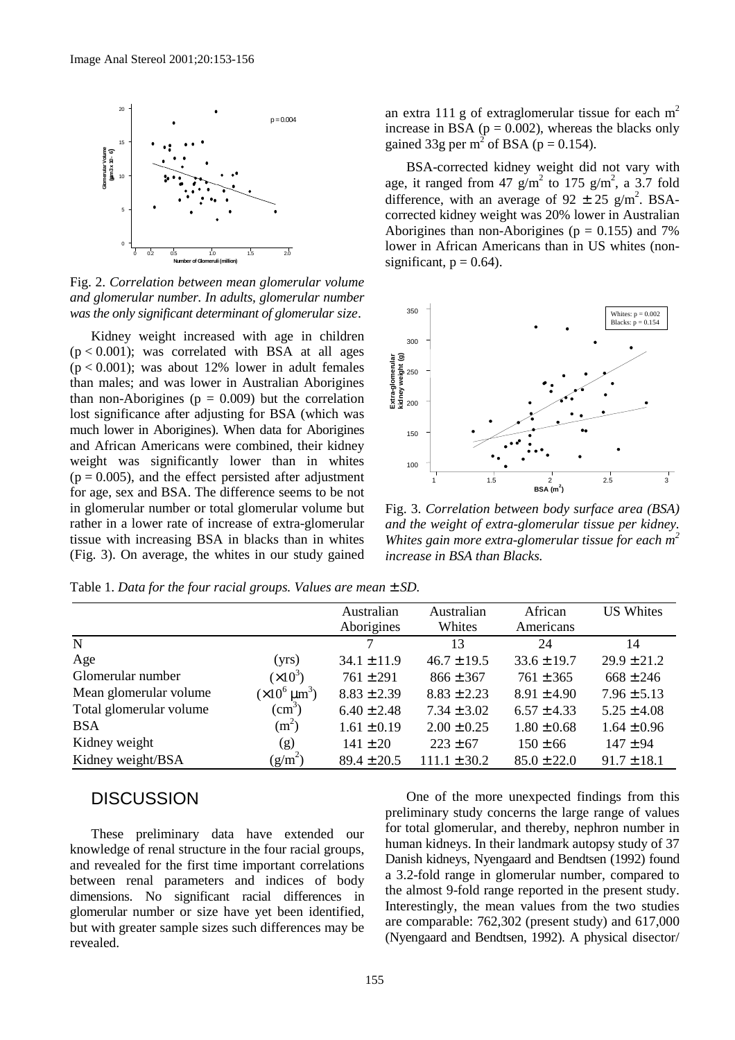Fig. 2. *Correlation between mean glomerular volume and glomerular number. In adults, glomerular number was the only significant determinant of glomerular size.*

Kidney weight increased with age in children ($p < 0.001$); was correlated with BSA at all ages ($p < 0.001$); was about 12% lower in adult females than males; and was lower in Australian Aborigines than non-Aborigines ($p = 0.009$) but the correlation lost significance after adjusting for BSA (which was much lower in Aborigines). When data for Aborigines and African Americans were combined, their kidney weight was significantly lower than in whites ($p = 0.005$), and the effect persisted after adjustment for age, sex and BSA. The difference seems to be not in glomerular number or total glomerular volume but rather in a lower rate of increase of extra-glomerular tissue with increasing BSA in blacks than in whites (Fig. 3). On average, the whites in our study gained an extra 111 g of extraglomerular tissue for each $m^2$ increase in BSA ($p = 0.002$), whereas the blacks only gained 33g per $m^2$ of BSA ($p = 0.154$).

BSA-corrected kidney weight did not vary with age, it ranged from 47 $g/m^2$ to 175 $g/m^2$, a 3.7 fold difference, with an average of $92 \pm 25$ $g/m^2$. BSA-corrected kidney weight was 20% lower in Australian Aborigines than non-Aborigines ($p = 0.155$) and 7% lower in African Americans than in US whites (non-significant, $p = 0.64$).

Fig. 3. *Correlation between body surface area (BSA) and the weight of extra-glomerular tissue per kidney. Whites gain more extra-glomerular tissue for each $m^2$ increase in BSA than Blacks.*

Table 1. *Data for the four racial groups. Values are mean ± SD.*

| | | Australian Aborigines | Australian Whites | African Americans | US Whites |
|---|---|---|---|---|---|
| N | | 7 | 13 | 24 | 14 |
| Age | (yrs) | 34.1 ± 11.9 | 46.7 ± 19.5 | 33.6 ± 19.7 | 29.9 ± 21.2 |
| Glomerular number | ($\times 10^3$) | 761 ± 291 | 866 ± 367 | 761 ± 365 | 668 ± 246 |
| Mean glomerular volume | ($\times 10^6$ $\mu m^3$) | 8.83 ± 2.39 | 8.83 ± 2.23 | 8.91 ± 4.90 | 7.96 ± 5.13 |
| Total glomerular volume | ($cm^3$) | 6.40 ± 2.48 | 7.34 ± 3.02 | 6.57 ± 4.33 | 5.25 ± 4.08 |
| BSA | ($m^2$) | 1.61 ± 0.19 | 2.00 ± 0.25 | 1.80 ± 0.68 | 1.64 ± 0.96 |
| Kidney weight | (g) | 141 ± 20 | 223 ± 67 | 150 ± 66 | 147 ± 94 |
| Kidney weight/BSA | ($g/m^2$) | 89.4 ± 20.5 | 111.1 ± 30.2 | 85.0 ± 22.0 | 91.7 ± 18.1 |

## DISCUSSION

These preliminary data have extended our knowledge of renal structure in the four racial groups, and revealed for the first time important correlations between renal parameters and indices of body dimensions. No significant racial differences in glomerular number or size have yet been identified, but with greater sample sizes such differences may be revealed.

One of the more unexpected findings from this preliminary study concerns the large range of values for total glomerular, and thereby, nephron number in human kidneys. In their landmark autopsy study of 37 Danish kidneys, Nyengaard and Bendtsen (1992) found a 3.2-fold range in glomerular number, compared to the almost 9-fold range reported in the present study. Interestingly, the mean values from the two studies are comparable: 762,302 (present study) and 617,000 (Nyengaard and Bendtsen, 1992). A physical disector/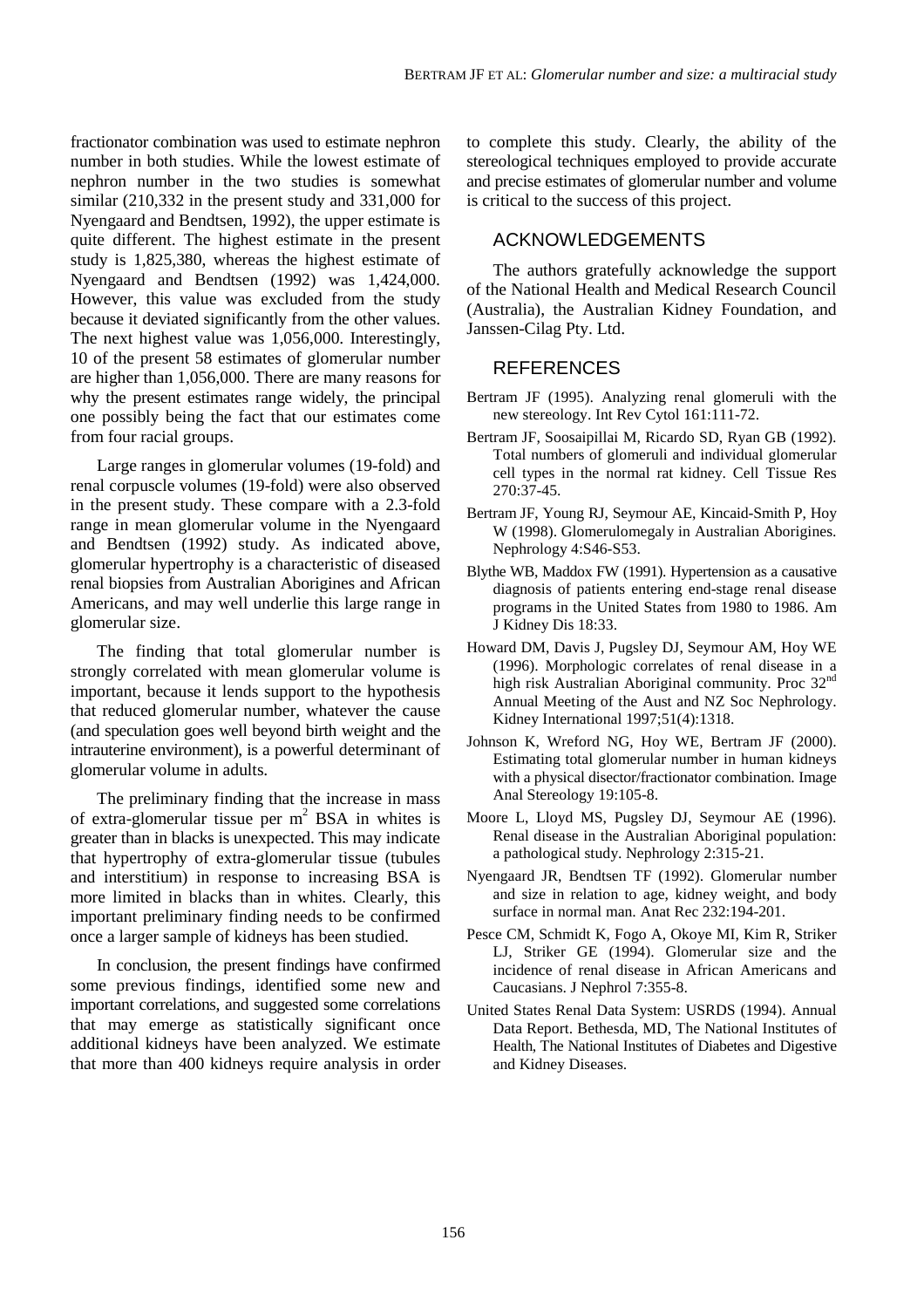fractionator combination was used to estimate nephron number in both studies. While the lowest estimate of nephron number in the two studies is somewhat similar (210,332 in the present study and 331,000 for Nyengaard and Bendtsen, 1992), the upper estimate is quite different. The highest estimate in the present study is 1,825,380, whereas the highest estimate of Nyengaard and Bendtsen (1992) was 1,424,000. However, this value was excluded from the study because it deviated significantly from the other values. The next highest value was 1,056,000. Interestingly, 10 of the present 58 estimates of glomerular number are higher than 1,056,000. There are many reasons for why the present estimates range widely, the principal one possibly being the fact that our estimates come from four racial groups.

Large ranges in glomerular volumes (19-fold) and renal corpuscle volumes (19-fold) were also observed in the present study. These compare with a 2.3-fold range in mean glomerular volume in the Nyengaard and Bendtsen (1992) study. As indicated above, glomerular hypertrophy is a characteristic of diseased renal biopsies from Australian Aborigines and African Americans, and may well underlie this large range in glomerular size.

The finding that total glomerular number is strongly correlated with mean glomerular volume is important, because it lends support to the hypothesis that reduced glomerular number, whatever the cause (and speculation goes well beyond birth weight and the intrauterine environment), is a powerful determinant of glomerular volume in adults.

The preliminary finding that the increase in mass of extra-glomerular tissue per $m^2$ BSA in whites is greater than in blacks is unexpected. This may indicate that hypertrophy of extra-glomerular tissue (tubules and interstitium) in response to increasing BSA is more limited in blacks than in whites. Clearly, this important preliminary finding needs to be confirmed once a larger sample of kidneys has been studied.

In conclusion, the present findings have confirmed some previous findings, identified some new and important correlations, and suggested some correlations that may emerge as statistically significant once additional kidneys have been analyzed. We estimate that more than 400 kidneys require analysis in order to complete this study. Clearly, the ability of the stereological techniques employed to provide accurate and precise estimates of glomerular number and volume is critical to the success of this project.

## ACKNOWLEDGEMENTS

The authors gratefully acknowledge the support of the National Health and Medical Research Council (Australia), the Australian Kidney Foundation, and Janssen-Cilag Pty. Ltd.

## REFERENCES

Bertram JF (1995). Analyzing renal glomeruli with the new stereology. Int Rev Cytol 161:111-72.

Bertram JF, Soosaipillai M, Ricardo SD, Ryan GB (1992). Total numbers of glomeruli and individual glomerular cell types in the normal rat kidney. Cell Tissue Res 270:37-45.

Bertram JF, Young RJ, Seymour AE, Kincaid-Smith P, Hoy W (1998). Glomerulomegaly in Australian Aborigines. Nephrology 4:S46-S53.

Blythe WB, Maddox FW (1991). Hypertension as a causative diagnosis of patients entering end-stage renal disease programs in the United States from 1980 to 1986. Am J Kidney Dis 18:33.

Howard DM, Davis J, Pugsley DJ, Seymour AM, Hoy WE (1996). Morphologic correlates of renal disease in a high risk Australian Aboriginal community. Proc 32nd Annual Meeting of the Aust and NZ Soc Nephrology. Kidney International 1997;51(4):1318.

Johnson K, Wreford NG, Hoy WE, Bertram JF (2000). Estimating total glomerular number in human kidneys with a physical disector/fractionator combination. Image Anal Stereology 19:105-8.

Moore L, Lloyd MS, Pugsley DJ, Seymour AE (1996). Renal disease in the Australian Aboriginal population: a pathological study. Nephrology 2:315-21.

Nyengaard JR, Bendtsen TF (1992). Glomerular number and size in relation to age, kidney weight, and body surface in normal man. Anat Rec 232:194-201.

Pesce CM, Schmidt K, Fogo A, Okoye MI, Kim R, Striker LJ, Striker GE (1994). Glomerular size and the incidence of renal disease in African Americans and Caucasians. J Nephrol 7:355-8.

United States Renal Data System: USRDS (1994). Annual Data Report. Bethesda, MD, The National Institutes of Health, The National Institutes of Diabetes and Digestive and Kidney Diseases.